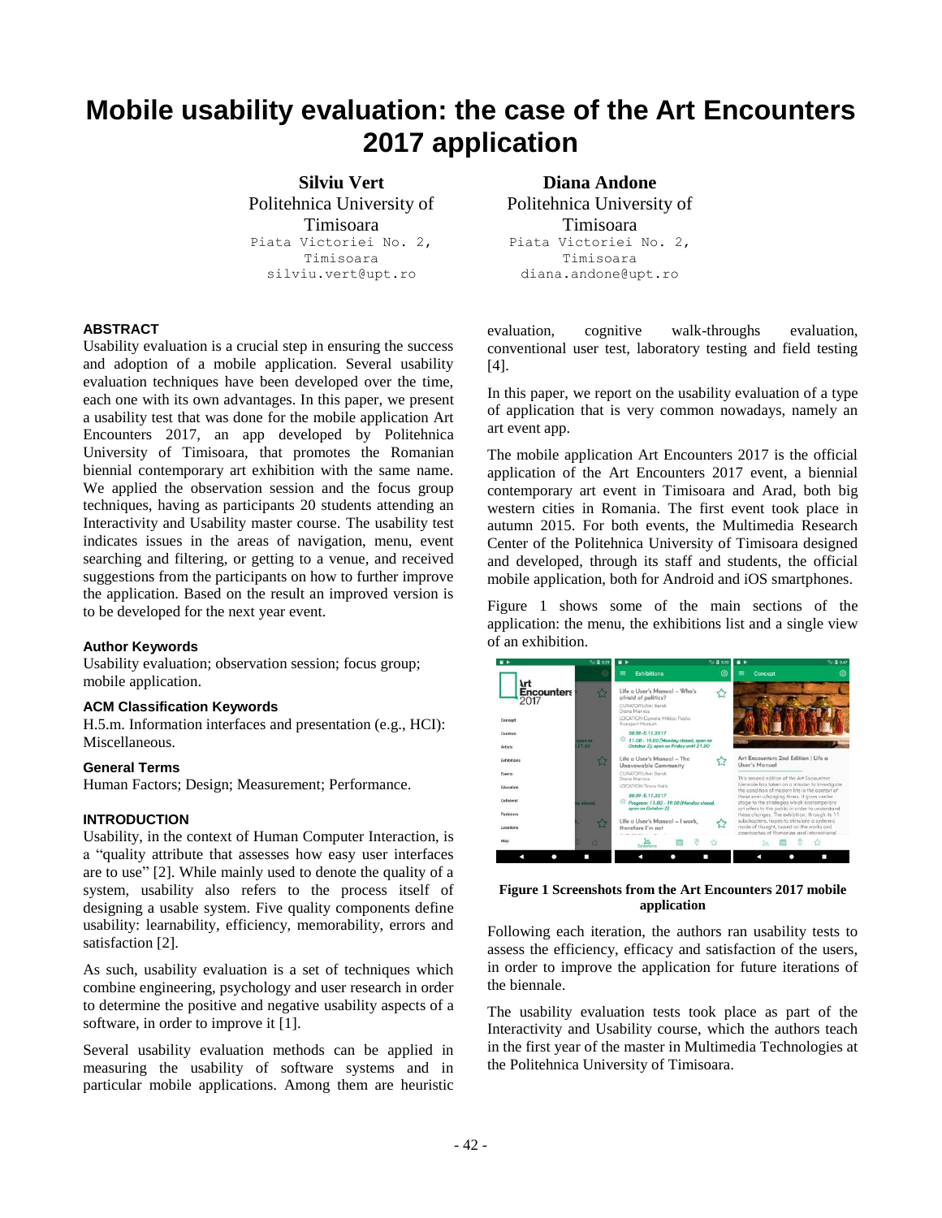# Mobile usability evaluation: the case of the Art Encounters 2017 application

**Silviu Vert**
Politehnica University of Timisoara
Piata Victoriei No. 2, Timisoara
silviu.vert@upt.ro

**Diana Andone**
Politehnica University of Timisoara
Piata Victoriei No. 2, Timisoara
diana.andone@upt.ro

### ABSTRACT

Usability evaluation is a crucial step in ensuring the success and adoption of a mobile application. Several usability evaluation techniques have been developed over the time, each one with its own advantages. In this paper, we present a usability test that was done for the mobile application Art Encounters 2017, an app developed by Politehnica University of Timisoara, that promotes the Romanian biennial contemporary art exhibition with the same name. We applied the observation session and the focus group techniques, having as participants 20 students attending an Interactivity and Usability master course. The usability test indicates issues in the areas of navigation, menu, event searching and filtering, or getting to a venue, and received suggestions from the participants on how to further improve the application. Based on the result an improved version is to be developed for the next year event.

### Author Keywords

Usability evaluation; observation session; focus group; mobile application.

### ACM Classification Keywords

H.5.m. Information interfaces and presentation (e.g., HCI): Miscellaneous.

### General Terms

Human Factors; Design; Measurement; Performance.

### INTRODUCTION

Usability, in the context of Human Computer Interaction, is a "quality attribute that assesses how easy user interfaces are to use" [2]. While mainly used to denote the quality of a system, usability also refers to the process itself of designing a usable system. Five quality components define usability: learnability, efficiency, memorability, errors and satisfaction [2].

As such, usability evaluation is a set of techniques which combine engineering, psychology and user research in order to determine the positive and negative usability aspects of a software, in order to improve it [1].

Several usability evaluation methods can be applied in measuring the usability of software systems and in particular mobile applications. Among them are heuristic evaluation, cognitive walk-throughs evaluation, conventional user test, laboratory testing and field testing [4].

In this paper, we report on the usability evaluation of a type of application that is very common nowadays, namely an art event app.

The mobile application Art Encounters 2017 is the official application of the Art Encounters 2017 event, a biennial contemporary art event in Timisoara and Arad, both big western cities in Romania. The first event took place in autumn 2015. For both events, the Multimedia Research Center of the Politehnica University of Timisoara designed and developed, through its staff and students, the official mobile application, both for Android and iOS smartphones.

Figure 1 shows some of the main sections of the application: the menu, the exhibitions list and a single view of an exhibition.

**Figure 1 Screenshots from the Art Encounters 2017 mobile application**

Following each iteration, the authors ran usability tests to assess the efficiency, efficacy and satisfaction of the users, in order to improve the application for future iterations of the biennale.

The usability evaluation tests took place as part of the Interactivity and Usability course, which the authors teach in the first year of the master in Multimedia Technologies at the Politehnica University of Timisoara.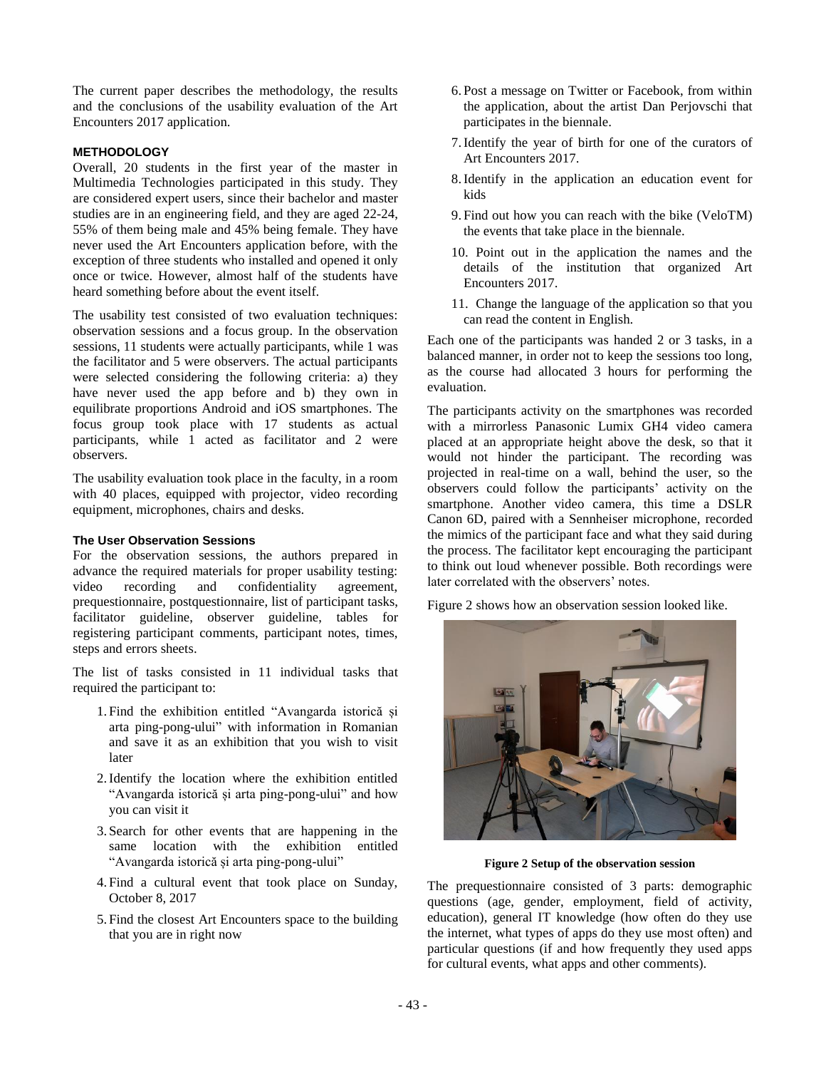The current paper describes the methodology, the results and the conclusions of the usability evaluation of the Art Encounters 2017 application.

## METHODOLOGY

Overall, 20 students in the first year of the master in Multimedia Technologies participated in this study. They are considered expert users, since their bachelor and master studies are in an engineering field, and they are aged 22-24, 55% of them being male and 45% being female. They have never used the Art Encounters application before, with the exception of three students who installed and opened it only once or twice. However, almost half of the students have heard something before about the event itself.

The usability test consisted of two evaluation techniques: observation sessions and a focus group. In the observation sessions, 11 students were actually participants, while 1 was the facilitator and 5 were observers. The actual participants were selected considering the following criteria: a) they have never used the app before and b) they own in equilibrate proportions Android and iOS smartphones. The focus group took place with 17 students as actual participants, while 1 acted as facilitator and 2 were observers.

The usability evaluation took place in the faculty, in a room with 40 places, equipped with projector, video recording equipment, microphones, chairs and desks.

### The User Observation Sessions

For the observation sessions, the authors prepared in advance the required materials for proper usability testing: video recording and confidentiality agreement, prequestionnaire, postquestionnaire, list of participant tasks, facilitator guideline, observer guideline, tables for registering participant comments, participant notes, times, steps and errors sheets.

The list of tasks consisted in 11 individual tasks that required the participant to:

1. Find the exhibition entitled "Avangarda istorică și arta ping-pong-ului" with information in Romanian and save it as an exhibition that you wish to visit later
2. Identify the location where the exhibition entitled "Avangarda istorică și arta ping-pong-ului" and how you can visit it
3. Search for other events that are happening in the same location with the exhibition entitled "Avangarda istorică și arta ping-pong-ului"
4. Find a cultural event that took place on Sunday, October 8, 2017
5. Find the closest Art Encounters space to the building that you are in right now
6. Post a message on Twitter or Facebook, from within the application, about the artist Dan Perjovschi that participates in the biennale.
7. Identify the year of birth for one of the curators of Art Encounters 2017.
8. Identify in the application an education event for kids
9. Find out how you can reach with the bike (VeloTM) the events that take place in the biennale.
10. Point out in the application the names and the details of the institution that organized Art Encounters 2017.
11. Change the language of the application so that you can read the content in English.

Each one of the participants was handed 2 or 3 tasks, in a balanced manner, in order not to keep the sessions too long, as the course had allocated 3 hours for performing the evaluation.

The participants activity on the smartphones was recorded with a mirrorless Panasonic Lumix GH4 video camera placed at an appropriate height above the desk, so that it would not hinder the participant. The recording was projected in real-time on a wall, behind the user, so the observers could follow the participants' activity on the smartphone. Another video camera, this time a DSLR Canon 6D, paired with a Sennheiser microphone, recorded the mimics of the participant face and what they said during the process. The facilitator kept encouraging the participant to think out loud whenever possible. Both recordings were later correlated with the observers' notes.

Figure 2 shows how an observation session looked like.

**Figure 2 Setup of the observation session**

The prequestionnaire consisted of 3 parts: demographic questions (age, gender, employment, field of activity, education), general IT knowledge (how often do they use the internet, what types of apps do they use most often) and particular questions (if and how frequently they used apps for cultural events, what apps and other comments).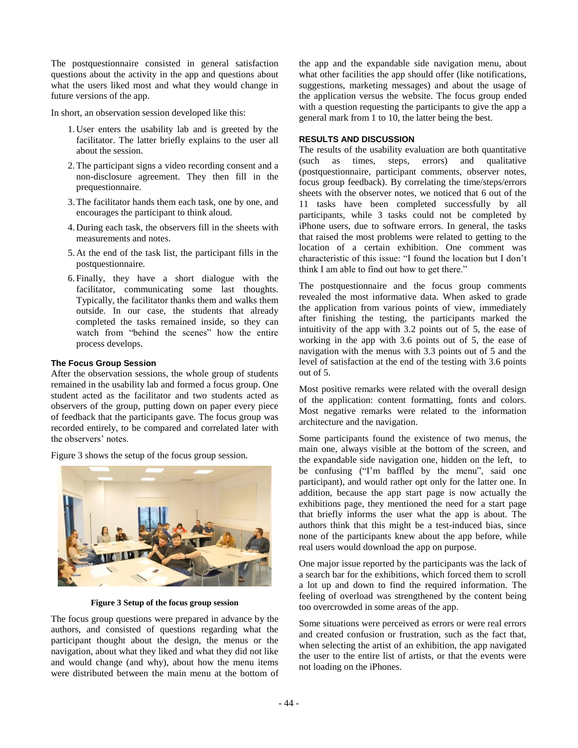The postquestionnaire consisted in general satisfaction questions about the activity in the app and questions about what the users liked most and what they would change in future versions of the app.

In short, an observation session developed like this:

1. User enters the usability lab and is greeted by the facilitator. The latter briefly explains to the user all about the session.
2. The participant signs a video recording consent and a non-disclosure agreement. They then fill in the prequestionnaire.
3. The facilitator hands them each task, one by one, and encourages the participant to think aloud.
4. During each task, the observers fill in the sheets with measurements and notes.
5. At the end of the task list, the participant fills in the postquestionnaire.
6. Finally, they have a short dialogue with the facilitator, communicating some last thoughts. Typically, the facilitator thanks them and walks them outside. In our case, the students that already completed the tasks remained inside, so they can watch from "behind the scenes" how the entire process develops.

#### The Focus Group Session

After the observation sessions, the whole group of students remained in the usability lab and formed a focus group. One student acted as the facilitator and two students acted as observers of the group, putting down on paper every piece of feedback that the participants gave. The focus group was recorded entirely, to be compared and correlated later with the observers' notes.

Figure 3 shows the setup of the focus group session.

**Figure 3 Setup of the focus group session**

The focus group questions were prepared in advance by the authors, and consisted of questions regarding what the participant thought about the design, the menus or the navigation, about what they liked and what they did not like and would change (and why), about how the menu items were distributed between the main menu at the bottom of the app and the expandable side navigation menu, about what other facilities the app should offer (like notifications, suggestions, marketing messages) and about the usage of the application versus the website. The focus group ended with a question requesting the participants to give the app a general mark from 1 to 10, the latter being the best.

### RESULTS AND DISCUSSION

The results of the usability evaluation are both quantitative (such as times, steps, errors) and qualitative (postquestionnaire, participant comments, observer notes, focus group feedback). By correlating the time/steps/errors sheets with the observer notes, we noticed that 6 out of the 11 tasks have been completed successfully by all participants, while 3 tasks could not be completed by iPhone users, due to software errors. In general, the tasks that raised the most problems were related to getting to the location of a certain exhibition. One comment was characteristic of this issue: "I found the location but I don't think I am able to find out how to get there."

The postquestionnaire and the focus group comments revealed the most informative data. When asked to grade the application from various points of view, immediately after finishing the testing, the participants marked the intuitivity of the app with 3.2 points out of 5, the ease of working in the app with 3.6 points out of 5, the ease of navigation with the menus with 3.3 points out of 5 and the level of satisfaction at the end of the testing with 3.6 points out of 5.

Most positive remarks were related with the overall design of the application: content formatting, fonts and colors. Most negative remarks were related to the information architecture and the navigation.

Some participants found the existence of two menus, the main one, always visible at the bottom of the screen, and the expandable side navigation one, hidden on the left, to be confusing ("I'm baffled by the menu", said one participant), and would rather opt only for the latter one. In addition, because the app start page is now actually the exhibitions page, they mentioned the need for a start page that briefly informs the user what the app is about. The authors think that this might be a test-induced bias, since none of the participants knew about the app before, while real users would download the app on purpose.

One major issue reported by the participants was the lack of a search bar for the exhibitions, which forced them to scroll a lot up and down to find the required information. The feeling of overload was strengthened by the content being too overcrowded in some areas of the app.

Some situations were perceived as errors or were real errors and created confusion or frustration, such as the fact that, when selecting the artist of an exhibition, the app navigated the user to the entire list of artists, or that the events were not loading on the iPhones.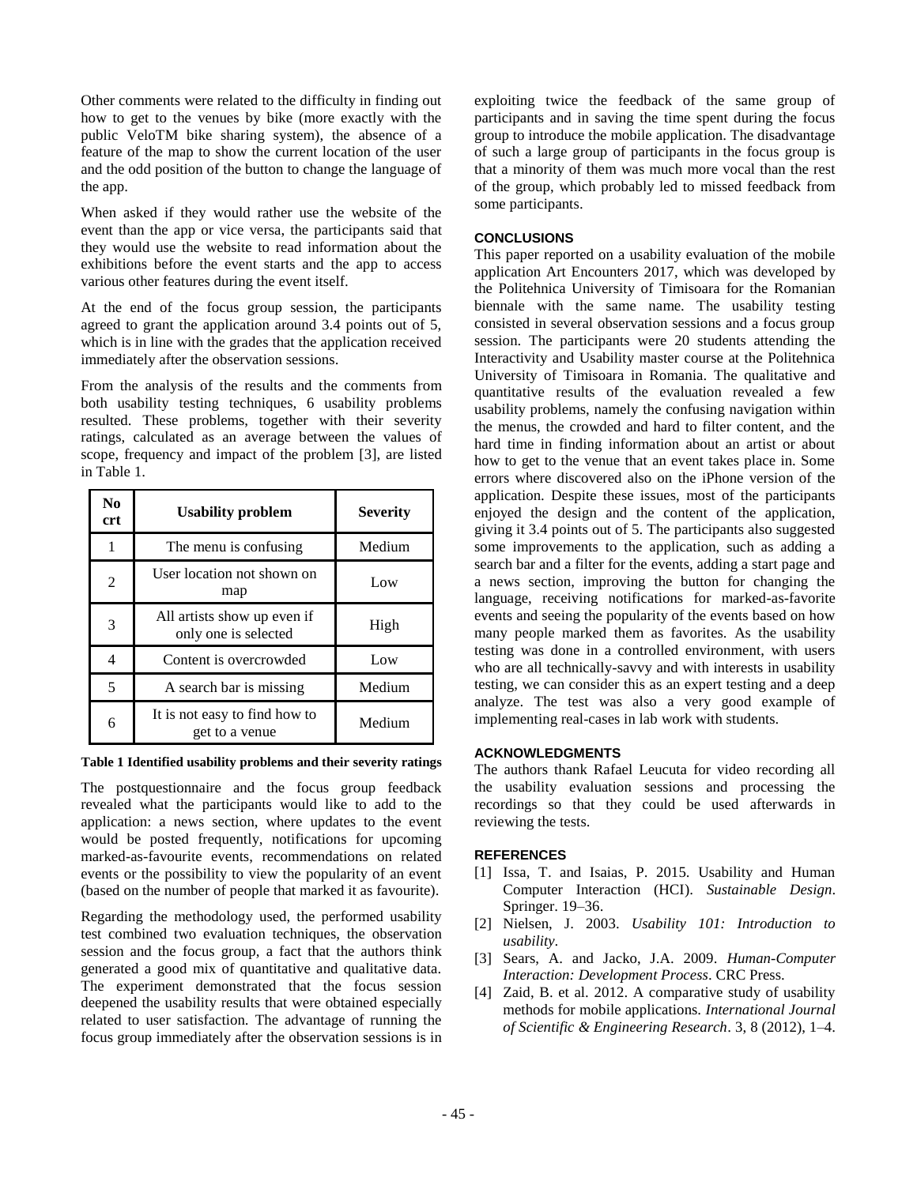Other comments were related to the difficulty in finding out how to get to the venues by bike (more exactly with the public VeloTM bike sharing system), the absence of a feature of the map to show the current location of the user and the odd position of the button to change the language of the app.

When asked if they would rather use the website of the event than the app or vice versa, the participants said that they would use the website to read information about the exhibitions before the event starts and the app to access various other features during the event itself.

At the end of the focus group session, the participants agreed to grant the application around 3.4 points out of 5, which is in line with the grades that the application received immediately after the observation sessions.

From the analysis of the results and the comments from both usability testing techniques, 6 usability problems resulted. These problems, together with their severity ratings, calculated as an average between the values of scope, frequency and impact of the problem [3], are listed in Table 1.

| No crt | Usability problem | Severity |
|---|---|---|
| 1 | The menu is confusing | Medium |
| 2 | User location not shown on map | Low |
| 3 | All artists show up even if only one is selected | High |
| 4 | Content is overcrowded | Low |
| 5 | A search bar is missing | Medium |
| 6 | It is not easy to find how to get to a venue | Medium |

**Table 1 Identified usability problems and their severity ratings**

The postquestionnaire and the focus group feedback revealed what the participants would like to add to the application: a news section, where updates to the event would be posted frequently, notifications for upcoming marked-as-favourite events, recommendations on related events or the possibility to view the popularity of an event (based on the number of people that marked it as favourite).

Regarding the methodology used, the performed usability test combined two evaluation techniques, the observation session and the focus group, a fact that the authors think generated a good mix of quantitative and qualitative data. The experiment demonstrated that the focus session deepened the usability results that were obtained especially related to user satisfaction. The advantage of running the focus group immediately after the observation sessions is in exploiting twice the feedback of the same group of participants and in saving the time spent during the focus group to introduce the mobile application. The disadvantage of such a large group of participants in the focus group is that a minority of them was much more vocal than the rest of the group, which probably led to missed feedback from some participants.

## CONCLUSIONS

This paper reported on a usability evaluation of the mobile application Art Encounters 2017, which was developed by the Politehnica University of Timisoara for the Romanian biennale with the same name. The usability testing consisted in several observation sessions and a focus group session. The participants were 20 students attending the Interactivity and Usability master course at the Politehnica University of Timisoara in Romania. The qualitative and quantitative results of the evaluation revealed a few usability problems, namely the confusing navigation within the menus, the crowded and hard to filter content, and the hard time in finding information about an artist or about how to get to the venue that an event takes place in. Some errors where discovered also on the iPhone version of the application. Despite these issues, most of the participants enjoyed the design and the content of the application, giving it 3.4 points out of 5. The participants also suggested some improvements to the application, such as adding a search bar and a filter for the events, adding a start page and a news section, improving the button for changing the language, receiving notifications for marked-as-favorite events and seeing the popularity of the events based on how many people marked them as favorites. As the usability testing was done in a controlled environment, with users who are all technically-savvy and with interests in usability testing, we can consider this as an expert testing and a deep analyze. The test was also a very good example of implementing real-cases in lab work with students.

## ACKNOWLEDGMENTS

The authors thank Rafael Leucuta for video recording all the usability evaluation sessions and processing the recordings so that they could be used afterwards in reviewing the tests.

## REFERENCES

1. Issa, T. and Isaias, P. 2015. Usability and Human Computer Interaction (HCI). *Sustainable Design*. Springer. 19–36.
2. Nielsen, J. 2003. *Usability 101: Introduction to usability*.
3. Sears, A. and Jacko, J.A. 2009. *Human-Computer Interaction: Development Process*. CRC Press.
4. Zaid, B. et al. 2012. A comparative study of usability methods for mobile applications. *International Journal of Scientific & Engineering Research*. 3, 8 (2012), 1–4.